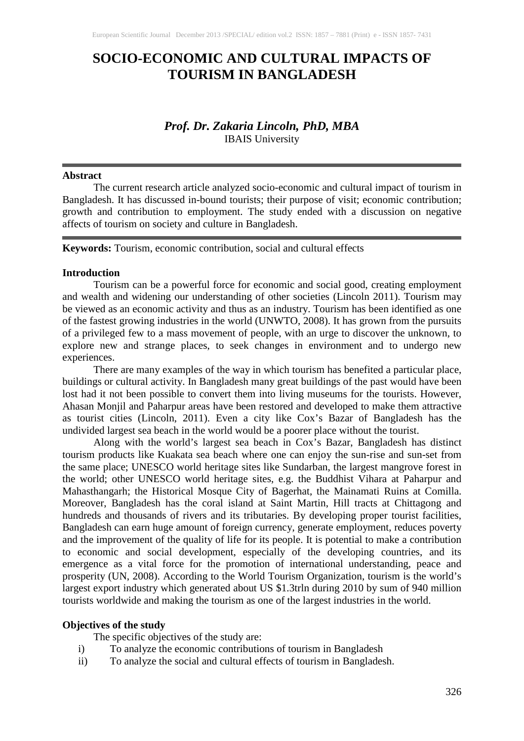# SOCIO-ECONOMIC AND CULTURAL IMPACTS OF TOURISM IN BANGLADESH

***Prof. Dr. Zakaria Lincoln, PhD, MBA***
IBAIS University

**Abstract**

The current research article analyzed socio-economic and cultural impact of tourism in Bangladesh. It has discussed in-bound tourists; their purpose of visit; economic contribution; growth and contribution to employment. The study ended with a discussion on negative affects of tourism on society and culture in Bangladesh.

**Keywords:** Tourism, economic contribution, social and cultural effects

**Introduction**

Tourism can be a powerful force for economic and social good, creating employment and wealth and widening our understanding of other societies (Lincoln 2011). Tourism may be viewed as an economic activity and thus as an industry. Tourism has been identified as one of the fastest growing industries in the world (UNWTO, 2008). It has grown from the pursuits of a privileged few to a mass movement of people, with an urge to discover the unknown, to explore new and strange places, to seek changes in environment and to undergo new experiences.

There are many examples of the way in which tourism has benefited a particular place, buildings or cultural activity. In Bangladesh many great buildings of the past would have been lost had it not been possible to convert them into living museums for the tourists. However, Ahasan Monjil and Paharpur areas have been restored and developed to make them attractive as tourist cities (Lincoln, 2011). Even a city like Cox's Bazar of Bangladesh has the undivided largest sea beach in the world would be a poorer place without the tourist.

Along with the world's largest sea beach in Cox's Bazar, Bangladesh has distinct tourism products like Kuakata sea beach where one can enjoy the sun-rise and sun-set from the same place; UNESCO world heritage sites like Sundarban, the largest mangrove forest in the world; other UNESCO world heritage sites, e.g. the Buddhist Vihara at Paharpur and Mahasthangarh; the Historical Mosque City of Bagerhat, the Mainamati Ruins at Comilla. Moreover, Bangladesh has the coral island at Saint Martin, Hill tracts at Chittagong and hundreds and thousands of rivers and its tributaries. By developing proper tourist facilities, Bangladesh can earn huge amount of foreign currency, generate employment, reduces poverty and the improvement of the quality of life for its people. It is potential to make a contribution to economic and social development, especially of the developing countries, and its emergence as a vital force for the promotion of international understanding, peace and prosperity (UN, 2008). According to the World Tourism Organization, tourism is the world's largest export industry which generated about US $1.3trln during 2010 by sum of 940 million tourists worldwide and making the tourism as one of the largest industries in the world.

**Objectives of the study**

The specific objectives of the study are:

i) To analyze the economic contributions of tourism in Bangladesh
ii) To analyze the social and cultural effects of tourism in Bangladesh.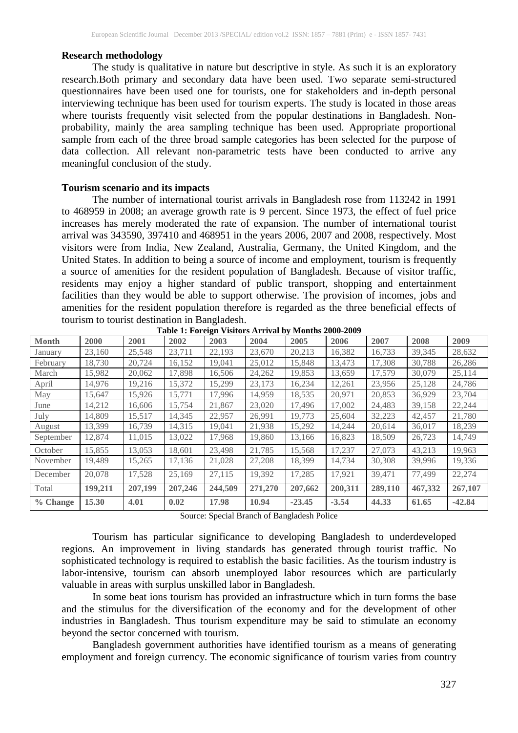**Research methodology**

The study is qualitative in nature but descriptive in style. As such it is an exploratory research.Both primary and secondary data have been used. Two separate semi-structured questionnaires have been used one for tourists, one for stakeholders and in-depth personal interviewing technique has been used for tourism experts. The study is located in those areas where tourists frequently visit selected from the popular destinations in Bangladesh. Non-probability, mainly the area sampling technique has been used. Appropriate proportional sample from each of the three broad sample categories has been selected for the purpose of data collection. All relevant non-parametric tests have been conducted to arrive any meaningful conclusion of the study.

**Tourism scenario and its impacts**

The number of international tourist arrivals in Bangladesh rose from 113242 in 1991 to 468959 in 2008; an average growth rate is 9 percent. Since 1973, the effect of fuel price increases has merely moderated the rate of expansion. The number of international tourist arrival was 343590, 397410 and 468951 in the years 2006, 2007 and 2008, respectively. Most visitors were from India, New Zealand, Australia, Germany, the United Kingdom, and the United States. In addition to being a source of income and employment, tourism is frequently a source of amenities for the resident population of Bangladesh. Because of visitor traffic, residents may enjoy a higher standard of public transport, shopping and entertainment facilities than they would be able to support otherwise. The provision of incomes, jobs and amenities for the resident population therefore is regarded as the three beneficial effects of tourism to tourist destination in Bangladesh.

**Table 1: Foreign Visitors Arrival by Months 2000-2009**

| Month | 2000 | 2001 | 2002 | 2003 | 2004 | 2005 | 2006 | 2007 | 2008 | 2009 |
|---|---|---|---|---|---|---|---|---|---|---|
| January | 23,160 | 25,548 | 23,711 | 22,193 | 23,670 | 20,213 | 16,382 | 16,733 | 39,345 | 28,632 |
| February | 18,730 | 20,724 | 16,152 | 19,041 | 25,012 | 15,848 | 13,473 | 17,308 | 30,788 | 26,286 |
| March | 15,982 | 20,062 | 17,898 | 16,506 | 24,262 | 19,853 | 13,659 | 17,579 | 30,079 | 25,114 |
| April | 14,976 | 19,216 | 15,372 | 15,299 | 23,173 | 16,234 | 12,261 | 23,956 | 25,128 | 24,786 |
| May | 15,647 | 15,926 | 15,771 | 17,996 | 14,959 | 18,535 | 20,971 | 20,853 | 36,929 | 23,704 |
| June | 14,212 | 16,606 | 15,754 | 21,867 | 23,020 | 17,496 | 17,002 | 24,483 | 39,158 | 22,244 |
| July | 14,809 | 15,517 | 14,345 | 22,957 | 26,991 | 19,773 | 25,604 | 32,223 | 42,457 | 21,780 |
| August | 13,399 | 16,739 | 14,315 | 19,041 | 21,938 | 15,292 | 14,244 | 20,614 | 36,017 | 18,239 |
| September | 12,874 | 11,015 | 13,022 | 17,968 | 19,860 | 13,166 | 16,823 | 18,509 | 26,723 | 14,749 |
| October | 15,855 | 13,053 | 18,601 | 23,498 | 21,785 | 15,568 | 17,237 | 27,073 | 43,213 | 19,963 |
| November | 19,489 | 15,265 | 17,136 | 21,028 | 27,208 | 18,399 | 14,734 | 30,308 | 39,996 | 19,336 |
| December | 20,078 | 17,528 | 25,169 | 27,115 | 19,392 | 17,285 | 17,921 | 39,471 | 77,499 | 22,274 |
| Total | **199,211** | **207,199** | **207,246** | **244,509** | **271,270** | **207,662** | **200,311** | **289,110** | **467,332** | **267,107** |
| **% Change** | **15.30** | **4.01** | **0.02** | **17.98** | **10.94** | **-23.45** | **-3.54** | **44.33** | **61.65** | **-42.84** |

Source: Special Branch of Bangladesh Police

Tourism has particular significance to developing Bangladesh to underdeveloped regions. An improvement in living standards has generated through tourist traffic. No sophisticated technology is required to establish the basic facilities. As the tourism industry is labor-intensive, tourism can absorb unemployed labor resources which are particularly valuable in areas with surplus unskilled labor in Bangladesh.

In some beat ions tourism has provided an infrastructure which in turn forms the base and the stimulus for the diversification of the economy and for the development of other industries in Bangladesh. Thus tourism expenditure may be said to stimulate an economy beyond the sector concerned with tourism.

Bangladesh government authorities have identified tourism as a means of generating employment and foreign currency. The economic significance of tourism varies from country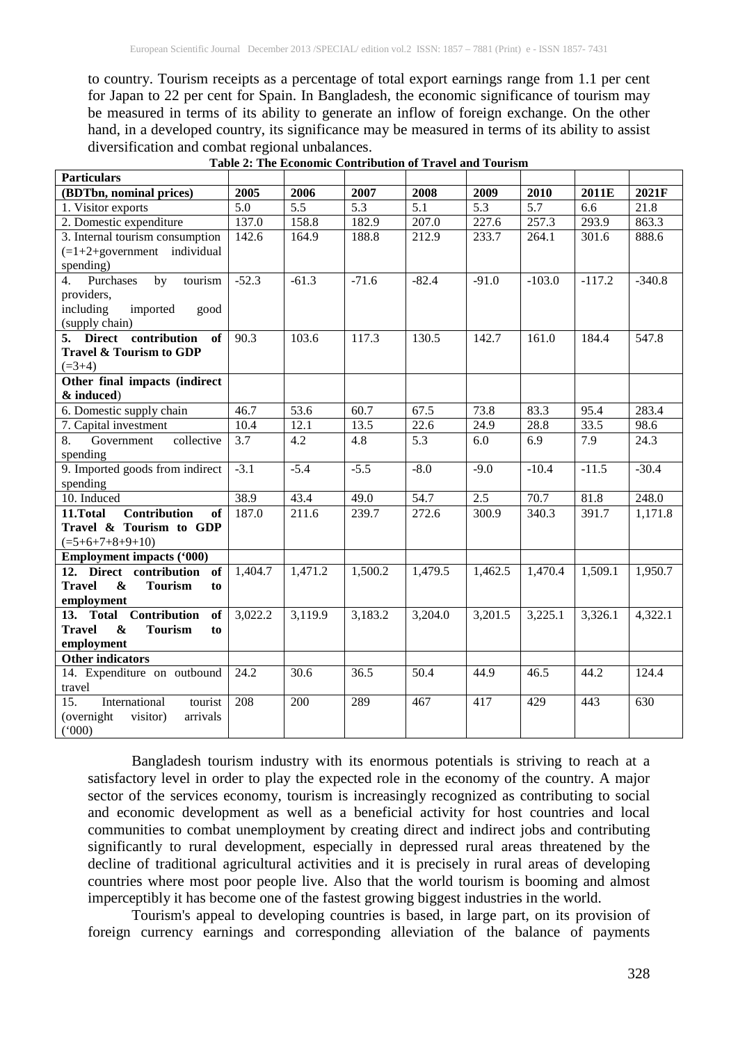to country. Tourism receipts as a percentage of total export earnings range from 1.1 per cent for Japan to 22 per cent for Spain. In Bangladesh, the economic significance of tourism may be measured in terms of its ability to generate an inflow of foreign exchange. On the other hand, in a developed country, its significance may be measured in terms of its ability to assist diversification and combat regional unbalances.

**Table 2: The Economic Contribution of Travel and Tourism**

| **Particulars** | | | | | | | | |
|---|---|---|---|---|---|---|---|---|
| **(BDTbn, nominal prices)** | **2005** | **2006** | **2007** | **2008** | **2009** | **2010** | **2011E** | **2021F** |
| 1. Visitor exports | 5.0 | 5.5 | 5.3 | 5.1 | 5.3 | 5.7 | 6.6 | 21.8 |
| 2. Domestic expenditure | 137.0 | 158.8 | 182.9 | 207.0 | 227.6 | 257.3 | 293.9 | 863.3 |
| 3. Internal tourism consumption (=1+2+government individual spending) | 142.6 | 164.9 | 188.8 | 212.9 | 233.7 | 264.1 | 301.6 | 888.6 |
| 4. Purchases by tourism providers, including imported good (supply chain) | -52.3 | -61.3 | -71.6 | -82.4 | -91.0 | -103.0 | -117.2 | -340.8 |
| **5. Direct contribution of Travel & Tourism to GDP** (=3+4) | 90.3 | 103.6 | 117.3 | 130.5 | 142.7 | 161.0 | 184.4 | 547.8 |
| **Other final impacts (indirect & induced)** | | | | | | | | |
| 6. Domestic supply chain | 46.7 | 53.6 | 60.7 | 67.5 | 73.8 | 83.3 | 95.4 | 283.4 |
| 7. Capital investment | 10.4 | 12.1 | 13.5 | 22.6 | 24.9 | 28.8 | 33.5 | 98.6 |
| 8. Government collective spending | 3.7 | 4.2 | 4.8 | 5.3 | 6.0 | 6.9 | 7.9 | 24.3 |
| 9. Imported goods from indirect spending | -3.1 | -5.4 | -5.5 | -8.0 | -9.0 | -10.4 | -11.5 | -30.4 |
| 10. Induced | 38.9 | 43.4 | 49.0 | 54.7 | 2.5 | 70.7 | 81.8 | 248.0 |
| **11.Total Contribution of Travel & Tourism to GDP** (=5+6+7+8+9+10) | 187.0 | 211.6 | 239.7 | 272.6 | 300.9 | 340.3 | 391.7 | 1,171.8 |
| **Employment impacts ('000)** | | | | | | | | |
| **12. Direct contribution of Travel & Tourism to employment** | 1,404.7 | 1,471.2 | 1,500.2 | 1,479.5 | 1,462.5 | 1,470.4 | 1,509.1 | 1,950.7 |
| **13. Total Contribution of Travel & Tourism to employment** | 3,022.2 | 3,119.9 | 3,183.2 | 3,204.0 | 3,201.5 | 3,225.1 | 3,326.1 | 4,322.1 |
| **Other indicators** | | | | | | | | |
| 14. Expenditure on outbound travel | 24.2 | 30.6 | 36.5 | 50.4 | 44.9 | 46.5 | 44.2 | 124.4 |
| 15. International tourist (overnight visitor) arrivals ('000) | 208 | 200 | 289 | 467 | 417 | 429 | 443 | 630 |

Bangladesh tourism industry with its enormous potentials is striving to reach at a satisfactory level in order to play the expected role in the economy of the country. A major sector of the services economy, tourism is increasingly recognized as contributing to social and economic development as well as a beneficial activity for host countries and local communities to combat unemployment by creating direct and indirect jobs and contributing significantly to rural development, especially in depressed rural areas threatened by the decline of traditional agricultural activities and it is precisely in rural areas of developing countries where most poor people live. Also that the world tourism is booming and almost imperceptibly it has become one of the fastest growing biggest industries in the world.

Tourism's appeal to developing countries is based, in large part, on its provision of foreign currency earnings and corresponding alleviation of the balance of payments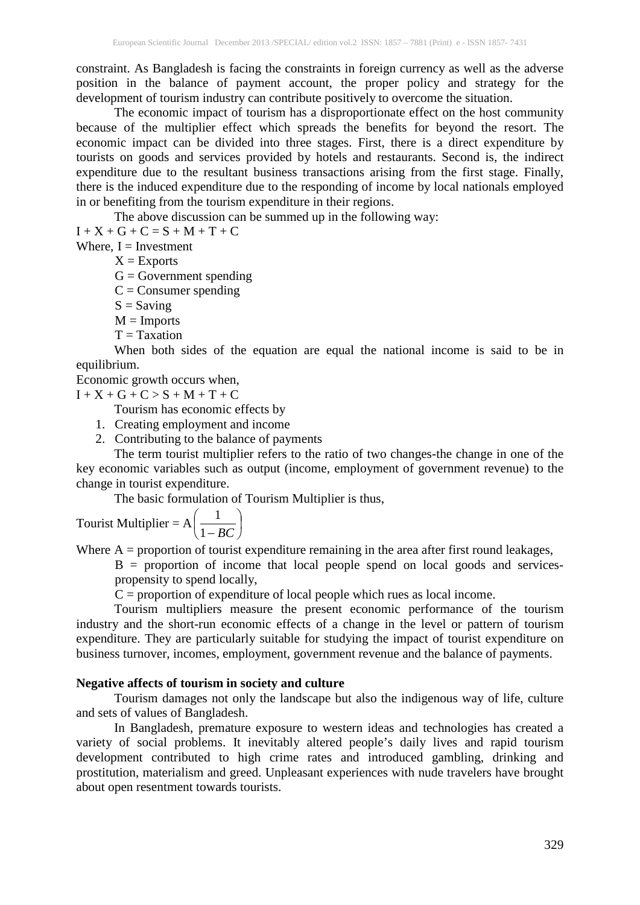constraint. As Bangladesh is facing the constraints in foreign currency as well as the adverse position in the balance of payment account, the proper policy and strategy for the development of tourism industry can contribute positively to overcome the situation.

The economic impact of tourism has a disproportionate effect on the host community because of the multiplier effect which spreads the benefits for beyond the resort. The economic impact can be divided into three stages. First, there is a direct expenditure by tourists on goods and services provided by hotels and restaurants. Second is, the indirect expenditure due to the resultant business transactions arising from the first stage. Finally, there is the induced expenditure due to the responding of income by local nationals employed in or benefiting from the tourism expenditure in their regions.

The above discussion can be summed up in the following way:

$I + X + G + C = S + M + T + C$

Where, I = Investment

X = Exports

G = Government spending

C = Consumer spending

S = Saving

M = Imports

T = Taxation

When both sides of the equation are equal the national income is said to be in equilibrium.

Economic growth occurs when,

$I + X + G + C > S + M + T + C$

Tourism has economic effects by

1. Creating employment and income
2. Contributing to the balance of payments

The term tourist multiplier refers to the ratio of two changes-the change in one of the key economic variables such as output (income, employment of government revenue) to the change in tourist expenditure.

The basic formulation of Tourism Multiplier is thus,

$$\text{Tourist Multiplier} = A\left(\frac{1}{1-BC}\right)$$

Where A = proportion of tourist expenditure remaining in the area after first round leakages,

B = proportion of income that local people spend on local goods and services-propensity to spend locally,

C = proportion of expenditure of local people which rues as local income.

Tourism multipliers measure the present economic performance of the tourism industry and the short-run economic effects of a change in the level or pattern of tourism expenditure. They are particularly suitable for studying the impact of tourist expenditure on business turnover, incomes, employment, government revenue and the balance of payments.

**Negative affects of tourism in society and culture**

Tourism damages not only the landscape but also the indigenous way of life, culture and sets of values of Bangladesh.

In Bangladesh, premature exposure to western ideas and technologies has created a variety of social problems. It inevitably altered people's daily lives and rapid tourism development contributed to high crime rates and introduced gambling, drinking and prostitution, materialism and greed. Unpleasant experiences with nude travelers have brought about open resentment towards tourists.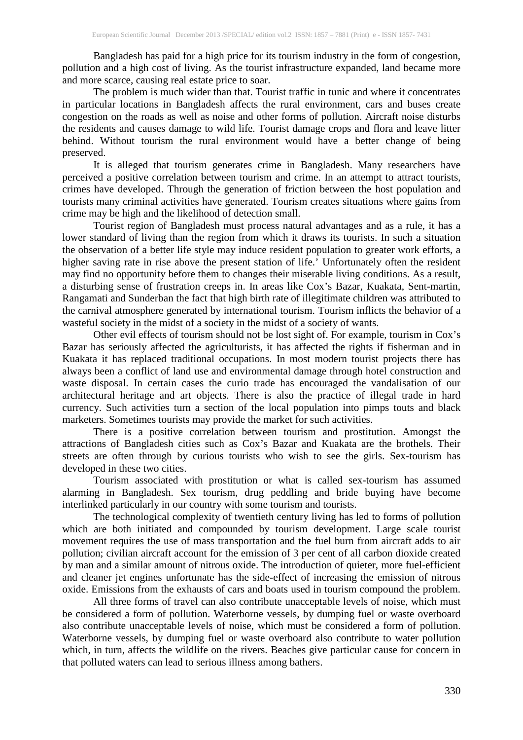Bangladesh has paid for a high price for its tourism industry in the form of congestion, pollution and a high cost of living. As the tourist infrastructure expanded, land became more and more scarce, causing real estate price to soar.

The problem is much wider than that. Tourist traffic in tunic and where it concentrates in particular locations in Bangladesh affects the rural environment, cars and buses create congestion on the roads as well as noise and other forms of pollution. Aircraft noise disturbs the residents and causes damage to wild life. Tourist damage crops and flora and leave litter behind. Without tourism the rural environment would have a better change of being preserved.

It is alleged that tourism generates crime in Bangladesh. Many researchers have perceived a positive correlation between tourism and crime. In an attempt to attract tourists, crimes have developed. Through the generation of friction between the host population and tourists many criminal activities have generated. Tourism creates situations where gains from crime may be high and the likelihood of detection small.

Tourist region of Bangladesh must process natural advantages and as a rule, it has a lower standard of living than the region from which it draws its tourists. In such a situation the observation of a better life style may induce resident population to greater work efforts, a higher saving rate in rise above the present station of life.' Unfortunately often the resident may find no opportunity before them to changes their miserable living conditions. As a result, a disturbing sense of frustration creeps in. In areas like Cox's Bazar, Kuakata, Sent-martin, Rangamati and Sunderban the fact that high birth rate of illegitimate children was attributed to the carnival atmosphere generated by international tourism. Tourism inflicts the behavior of a wasteful society in the midst of a society in the midst of a society of wants.

Other evil effects of tourism should not be lost sight of. For example, tourism in Cox's Bazar has seriously affected the agriculturists, it has affected the rights if fisherman and in Kuakata it has replaced traditional occupations. In most modern tourist projects there has always been a conflict of land use and environmental damage through hotel construction and waste disposal. In certain cases the curio trade has encouraged the vandalisation of our architectural heritage and art objects. There is also the practice of illegal trade in hard currency. Such activities turn a section of the local population into pimps touts and black marketers. Sometimes tourists may provide the market for such activities.

There is a positive correlation between tourism and prostitution. Amongst the attractions of Bangladesh cities such as Cox's Bazar and Kuakata are the brothels. Their streets are often through by curious tourists who wish to see the girls. Sex-tourism has developed in these two cities.

Tourism associated with prostitution or what is called sex-tourism has assumed alarming in Bangladesh. Sex tourism, drug peddling and bride buying have become interlinked particularly in our country with some tourism and tourists.

The technological complexity of twentieth century living has led to forms of pollution which are both initiated and compounded by tourism development. Large scale tourist movement requires the use of mass transportation and the fuel burn from aircraft adds to air pollution; civilian aircraft account for the emission of 3 per cent of all carbon dioxide created by man and a similar amount of nitrous oxide. The introduction of quieter, more fuel-efficient and cleaner jet engines unfortunate has the side-effect of increasing the emission of nitrous oxide. Emissions from the exhausts of cars and boats used in tourism compound the problem.

All three forms of travel can also contribute unacceptable levels of noise, which must be considered a form of pollution. Waterborne vessels, by dumping fuel or waste overboard also contribute unacceptable levels of noise, which must be considered a form of pollution. Waterborne vessels, by dumping fuel or waste overboard also contribute to water pollution which, in turn, affects the wildlife on the rivers. Beaches give particular cause for concern in that polluted waters can lead to serious illness among bathers.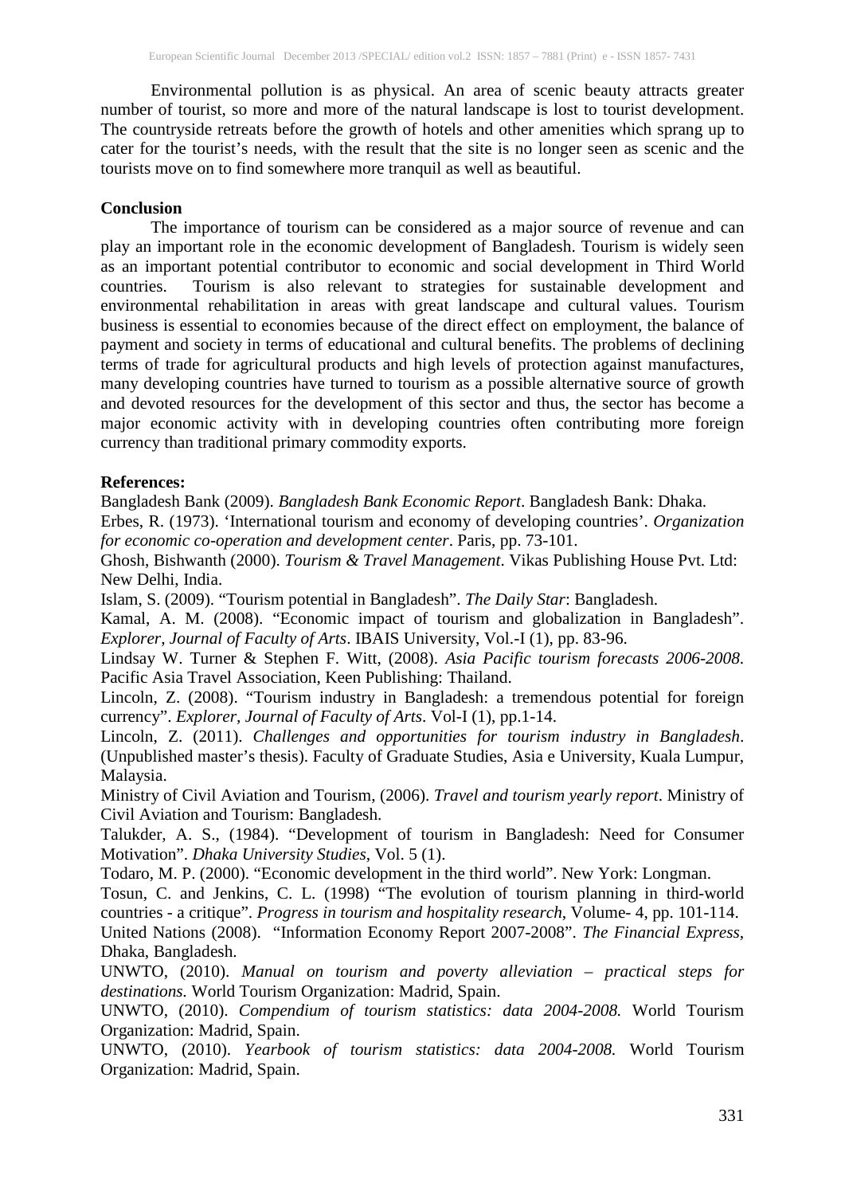Environmental pollution is as physical. An area of scenic beauty attracts greater number of tourist, so more and more of the natural landscape is lost to tourist development. The countryside retreats before the growth of hotels and other amenities which sprang up to cater for the tourist's needs, with the result that the site is no longer seen as scenic and the tourists move on to find somewhere more tranquil as well as beautiful.

## Conclusion

The importance of tourism can be considered as a major source of revenue and can play an important role in the economic development of Bangladesh. Tourism is widely seen as an important potential contributor to economic and social development in Third World countries. Tourism is also relevant to strategies for sustainable development and environmental rehabilitation in areas with great landscape and cultural values. Tourism business is essential to economies because of the direct effect on employment, the balance of payment and society in terms of educational and cultural benefits. The problems of declining terms of trade for agricultural products and high levels of protection against manufactures, many developing countries have turned to tourism as a possible alternative source of growth and devoted resources for the development of this sector and thus, the sector has become a major economic activity with in developing countries often contributing more foreign currency than traditional primary commodity exports.

## References:

Bangladesh Bank (2009). *Bangladesh Bank Economic Report*. Bangladesh Bank: Dhaka.

Erbes, R. (1973). 'International tourism and economy of developing countries'. *Organization for economic co-operation and development center*. Paris, pp. 73-101.

Ghosh, Bishwanth (2000). *Tourism & Travel Management*. Vikas Publishing House Pvt. Ltd: New Delhi, India.

Islam, S. (2009). "Tourism potential in Bangladesh". *The Daily Star*: Bangladesh.

Kamal, A. M. (2008). "Economic impact of tourism and globalization in Bangladesh". *Explorer, Journal of Faculty of Arts*. IBAIS University, Vol.-I (1), pp. 83-96.

Lindsay W. Turner & Stephen F. Witt, (2008). *Asia Pacific tourism forecasts 2006-2008*. Pacific Asia Travel Association, Keen Publishing: Thailand.

Lincoln, Z. (2008). "Tourism industry in Bangladesh: a tremendous potential for foreign currency". *Explorer, Journal of Faculty of Arts*. Vol-I (1), pp.1-14.

Lincoln, Z. (2011). *Challenges and opportunities for tourism industry in Bangladesh*. (Unpublished master's thesis). Faculty of Graduate Studies, Asia e University, Kuala Lumpur, Malaysia.

Ministry of Civil Aviation and Tourism, (2006). *Travel and tourism yearly report*. Ministry of Civil Aviation and Tourism: Bangladesh.

Talukder, A. S., (1984). "Development of tourism in Bangladesh: Need for Consumer Motivation". *Dhaka University Studies*, Vol. 5 (1).

Todaro, M. P. (2000). "Economic development in the third world". New York: Longman.

Tosun, C. and Jenkins, C. L. (1998) "The evolution of tourism planning in third-world countries - a critique". *Progress in tourism and hospitality research*, Volume- 4, pp. 101-114.

United Nations (2008). "Information Economy Report 2007-2008". *The Financial Express*, Dhaka, Bangladesh.

UNWTO, (2010). *Manual on tourism and poverty alleviation – practical steps for destinations.* World Tourism Organization: Madrid, Spain.

UNWTO, (2010). *Compendium of tourism statistics: data 2004-2008.* World Tourism Organization: Madrid, Spain.

UNWTO, (2010). *Yearbook of tourism statistics: data 2004-2008.* World Tourism Organization: Madrid, Spain.